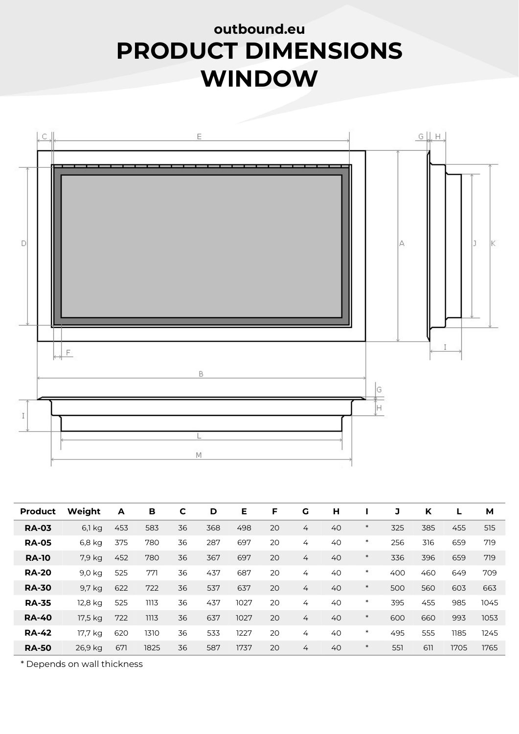outbound.eu

# PRODUCT DIMENSIONS WINDOW

| Product | Weight | A | B | C | D | E | F | G | H | I | J | K | L | M |
|---|---|---|---|---|---|---|---|---|---|---|---|---|---|---|
| **RA-03** | 6,1 kg | 453 | 583 | 36 | 368 | 498 | 20 | 4 | 40 | * | 325 | 385 | 455 | 515 |
| **RA-05** | 6,8 kg | 375 | 780 | 36 | 287 | 697 | 20 | 4 | 40 | * | 256 | 316 | 659 | 719 |
| **RA-10** | 7,9 kg | 452 | 780 | 36 | 367 | 697 | 20 | 4 | 40 | * | 336 | 396 | 659 | 719 |
| **RA-20** | 9,0 kg | 525 | 771 | 36 | 437 | 687 | 20 | 4 | 40 | * | 400 | 460 | 649 | 709 |
| **RA-30** | 9,7 kg | 622 | 722 | 36 | 537 | 637 | 20 | 4 | 40 | * | 500 | 560 | 603 | 663 |
| **RA-35** | 12,8 kg | 525 | 1113 | 36 | 437 | 1027 | 20 | 4 | 40 | * | 395 | 455 | 985 | 1045 |
| **RA-40** | 17,5 kg | 722 | 1113 | 36 | 637 | 1027 | 20 | 4 | 40 | * | 600 | 660 | 993 | 1053 |
| **RA-42** | 17,7 kg | 620 | 1310 | 36 | 533 | 1227 | 20 | 4 | 40 | * | 495 | 555 | 1185 | 1245 |
| **RA-50** | 26,9 kg | 671 | 1825 | 36 | 587 | 1737 | 20 | 4 | 40 | * | 551 | 611 | 1705 | 1765 |

* Depends on wall thickness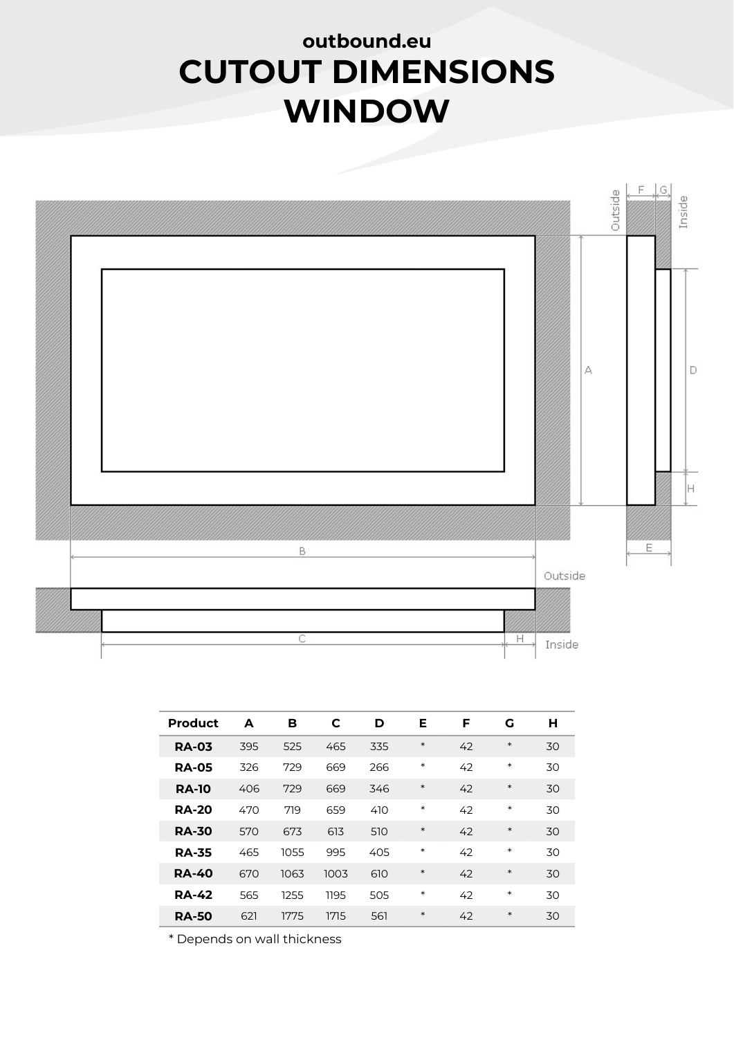**outbound.eu**

# CUTOUT DIMENSIONS WINDOW

Outside
F
G
Inside
A
D
H
B
E
Outside
C
H
Inside

| Product | A | B | C | D | E | F | G | H |
|---|---|---|---|---|---|---|---|---|
| **RA-03** | 395 | 525 | 465 | 335 | * | 42 | * | 30 |
| **RA-05** | 326 | 729 | 669 | 266 | * | 42 | * | 30 |
| **RA-10** | 406 | 729 | 669 | 346 | * | 42 | * | 30 |
| **RA-20** | 470 | 719 | 659 | 410 | * | 42 | * | 30 |
| **RA-30** | 570 | 673 | 613 | 510 | * | 42 | * | 30 |
| **RA-35** | 465 | 1055 | 995 | 405 | * | 42 | * | 30 |
| **RA-40** | 670 | 1063 | 1003 | 610 | * | 42 | * | 30 |
| **RA-42** | 565 | 1255 | 1195 | 505 | * | 42 | * | 30 |
| **RA-50** | 621 | 1775 | 1715 | 561 | * | 42 | * | 30 |

* Depends on wall thickness